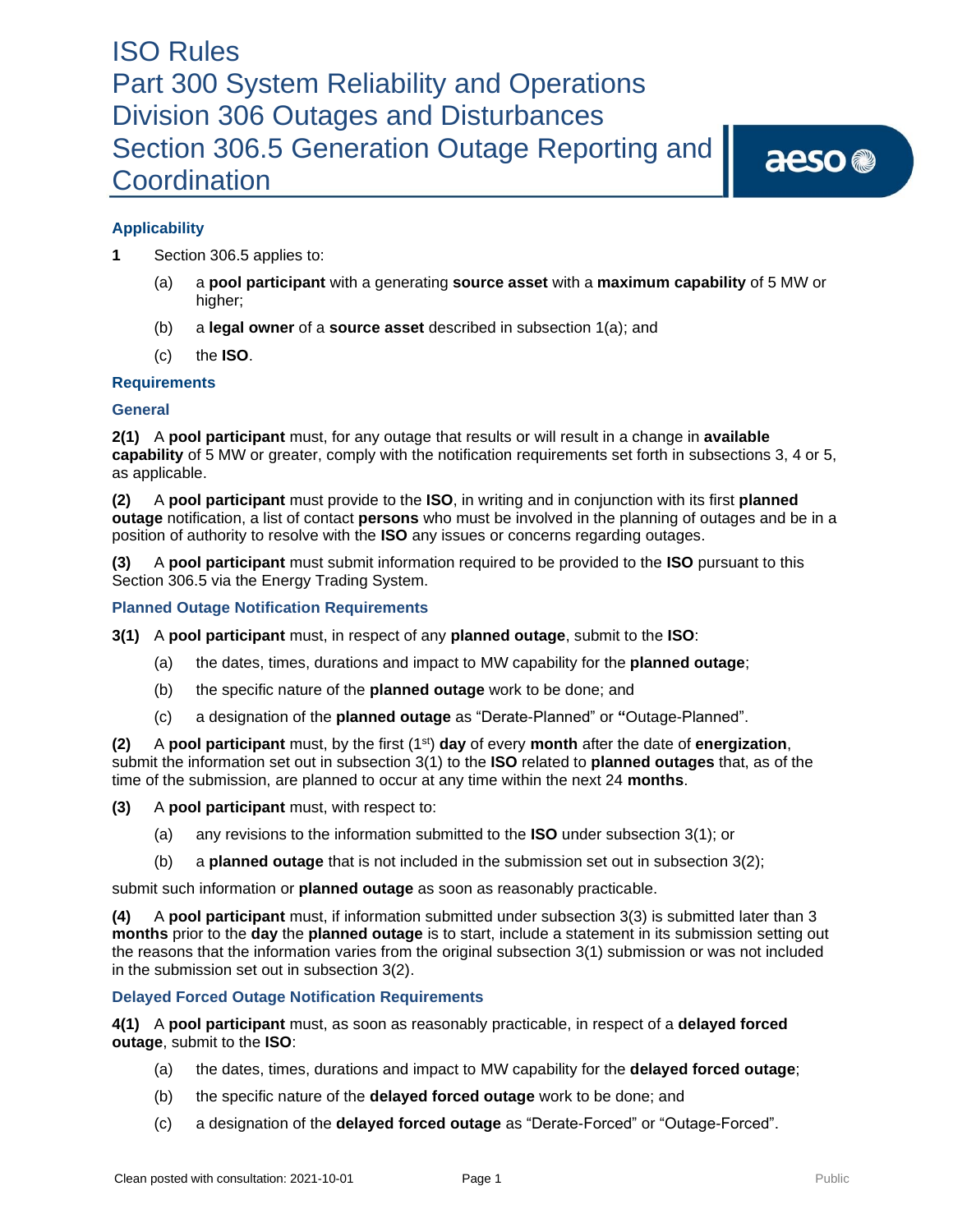# ISO Rules
# Part 300 System Reliability and Operations
# Division 306 Outages and Disturbances
# Section 306.5 Generation Outage Reporting and Coordination

## Applicability

**1** Section 306.5 applies to:

(a) a **pool participant** with a generating **source asset** with a **maximum capability** of 5 MW or higher;

(b) a **legal owner** of a **source asset** described in subsection 1(a); and

(c) the **ISO**.

## Requirements

### General

**2(1)** A **pool participant** must, for any outage that results or will result in a change in **available capability** of 5 MW or greater, comply with the notification requirements set forth in subsections 3, 4 or 5, as applicable.

**(2)** A **pool participant** must provide to the **ISO**, in writing and in conjunction with its first **planned outage** notification, a list of contact **persons** who must be involved in the planning of outages and be in a position of authority to resolve with the **ISO** any issues or concerns regarding outages.

**(3)** A **pool participant** must submit information required to be provided to the **ISO** pursuant to this Section 306.5 via the Energy Trading System.

### Planned Outage Notification Requirements

**3(1)** A **pool participant** must, in respect of any **planned outage**, submit to the **ISO**:

(a) the dates, times, durations and impact to MW capability for the **planned outage**;

(b) the specific nature of the **planned outage** work to be done; and

(c) a designation of the **planned outage** as "Derate-Planned" or "Outage-Planned".

**(2)** A **pool participant** must, by the first (1st) **day** of every **month** after the date of **energization**, submit the information set out in subsection 3(1) to the **ISO** related to **planned outages** that, as of the time of the submission, are planned to occur at any time within the next 24 **months**.

**(3)** A **pool participant** must, with respect to:

(a) any revisions to the information submitted to the **ISO** under subsection 3(1); or

(b) a **planned outage** that is not included in the submission set out in subsection 3(2);

submit such information or **planned outage** as soon as reasonably practicable.

**(4)** A **pool participant** must, if information submitted under subsection 3(3) is submitted later than 3 **months** prior to the **day** the **planned outage** is to start, include a statement in its submission setting out the reasons that the information varies from the original subsection 3(1) submission or was not included in the submission set out in subsection 3(2).

### Delayed Forced Outage Notification Requirements

**4(1)** A **pool participant** must, as soon as reasonably practicable, in respect of a **delayed forced outage**, submit to the **ISO**:

(a) the dates, times, durations and impact to MW capability for the **delayed forced outage**;

(b) the specific nature of the **delayed forced outage** work to be done; and

(c) a designation of the **delayed forced outage** as "Derate-Forced" or "Outage-Forced".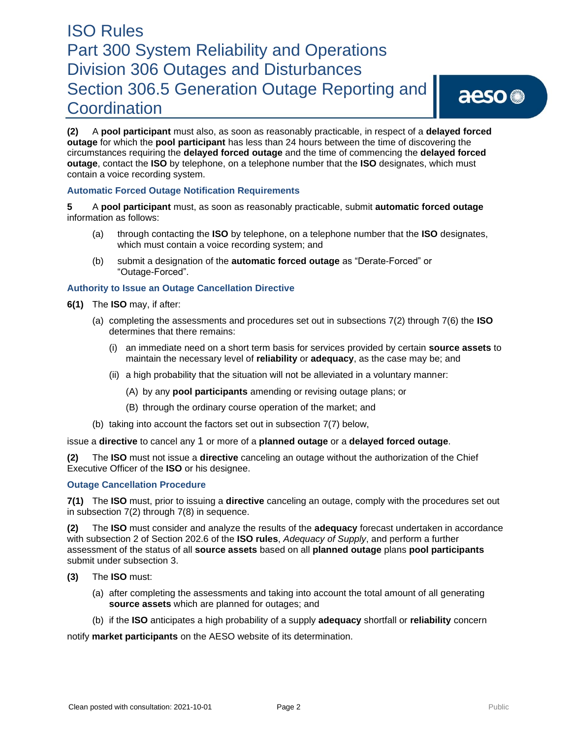**(2)** A **pool participant** must also, as soon as reasonably practicable, in respect of a **delayed forced outage** for which the **pool participant** has less than 24 hours between the time of discovering the circumstances requiring the **delayed forced outage** and the time of commencing the **delayed forced outage**, contact the **ISO** by telephone, on a telephone number that the **ISO** designates, which must contain a voice recording system.

### Automatic Forced Outage Notification Requirements

**5** A **pool participant** must, as soon as reasonably practicable, submit **automatic forced outage** information as follows:

(a) through contacting the **ISO** by telephone, on a telephone number that the **ISO** designates, which must contain a voice recording system; and

(b) submit a designation of the **automatic forced outage** as "Derate-Forced" or "Outage-Forced".

### Authority to Issue an Outage Cancellation Directive

**6(1)** The **ISO** may, if after:

(a) completing the assessments and procedures set out in subsections 7(2) through 7(6) the **ISO** determines that there remains:

(i) an immediate need on a short term basis for services provided by certain **source assets** to maintain the necessary level of **reliability** or **adequacy**, as the case may be; and

(ii) a high probability that the situation will not be alleviated in a voluntary manner:

(A) by any **pool participants** amending or revising outage plans; or

(B) through the ordinary course operation of the market; and

(b) taking into account the factors set out in subsection 7(7) below,

issue a **directive** to cancel any 1 or more of a **planned outage** or a **delayed forced outage**.

**(2)** The **ISO** must not issue a **directive** canceling an outage without the authorization of the Chief Executive Officer of the **ISO** or his designee.

### Outage Cancellation Procedure

**7(1)** The **ISO** must, prior to issuing a **directive** canceling an outage, comply with the procedures set out in subsection 7(2) through 7(8) in sequence.

**(2)** The **ISO** must consider and analyze the results of the **adequacy** forecast undertaken in accordance with subsection 2 of Section 202.6 of the **ISO rules**, *Adequacy of Supply*, and perform a further assessment of the status of all **source assets** based on all **planned outage** plans **pool participants** submit under subsection 3.

**(3)** The **ISO** must:

(a) after completing the assessments and taking into account the total amount of all generating **source assets** which are planned for outages; and

(b) if the **ISO** anticipates a high probability of a supply **adequacy** shortfall or **reliability** concern

notify **market participants** on the AESO website of its determination.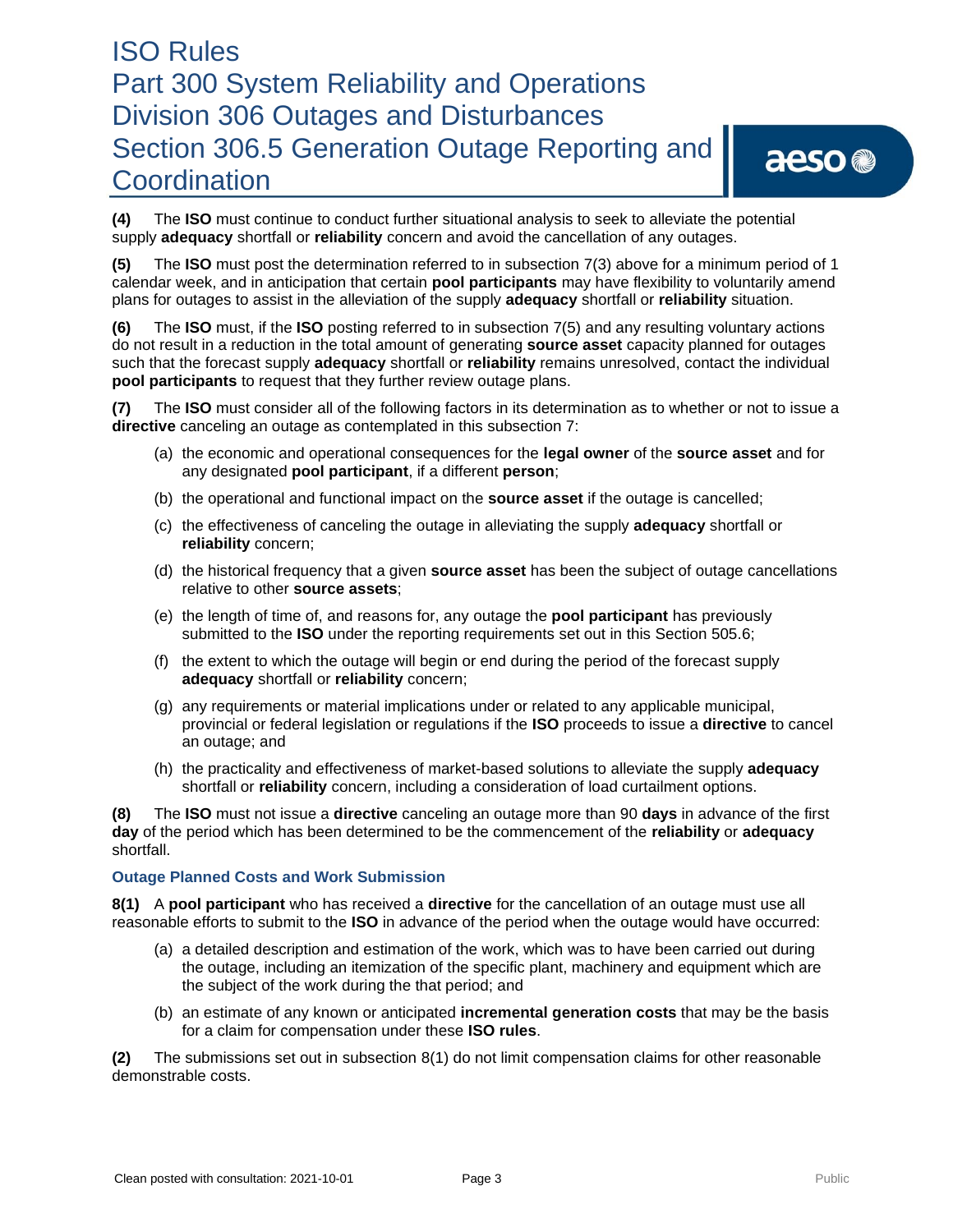**(4)** The **ISO** must continue to conduct further situational analysis to seek to alleviate the potential supply **adequacy** shortfall or **reliability** concern and avoid the cancellation of any outages.

**(5)** The **ISO** must post the determination referred to in subsection 7(3) above for a minimum period of 1 calendar week, and in anticipation that certain **pool participants** may have flexibility to voluntarily amend plans for outages to assist in the alleviation of the supply **adequacy** shortfall or **reliability** situation.

**(6)** The **ISO** must, if the **ISO** posting referred to in subsection 7(5) and any resulting voluntary actions do not result in a reduction in the total amount of generating **source asset** capacity planned for outages such that the forecast supply **adequacy** shortfall or **reliability** remains unresolved, contact the individual **pool participants** to request that they further review outage plans.

**(7)** The **ISO** must consider all of the following factors in its determination as to whether or not to issue a **directive** canceling an outage as contemplated in this subsection 7:

(a) the economic and operational consequences for the **legal owner** of the **source asset** and for any designated **pool participant**, if a different **person**;

(b) the operational and functional impact on the **source asset** if the outage is cancelled;

(c) the effectiveness of canceling the outage in alleviating the supply **adequacy** shortfall or **reliability** concern;

(d) the historical frequency that a given **source asset** has been the subject of outage cancellations relative to other **source assets**;

(e) the length of time of, and reasons for, any outage the **pool participant** has previously submitted to the **ISO** under the reporting requirements set out in this Section 505.6;

(f) the extent to which the outage will begin or end during the period of the forecast supply **adequacy** shortfall or **reliability** concern;

(g) any requirements or material implications under or related to any applicable municipal, provincial or federal legislation or regulations if the **ISO** proceeds to issue a **directive** to cancel an outage; and

(h) the practicality and effectiveness of market-based solutions to alleviate the supply **adequacy** shortfall or **reliability** concern, including a consideration of load curtailment options.

**(8)** The **ISO** must not issue a **directive** canceling an outage more than 90 **days** in advance of the first **day** of the period which has been determined to be the commencement of the **reliability** or **adequacy** shortfall.

### Outage Planned Costs and Work Submission

**8(1)** A **pool participant** who has received a **directive** for the cancellation of an outage must use all reasonable efforts to submit to the **ISO** in advance of the period when the outage would have occurred:

(a) a detailed description and estimation of the work, which was to have been carried out during the outage, including an itemization of the specific plant, machinery and equipment which are the subject of the work during the that period; and

(b) an estimate of any known or anticipated **incremental generation costs** that may be the basis for a claim for compensation under these **ISO rules**.

**(2)** The submissions set out in subsection 8(1) do not limit compensation claims for other reasonable demonstrable costs.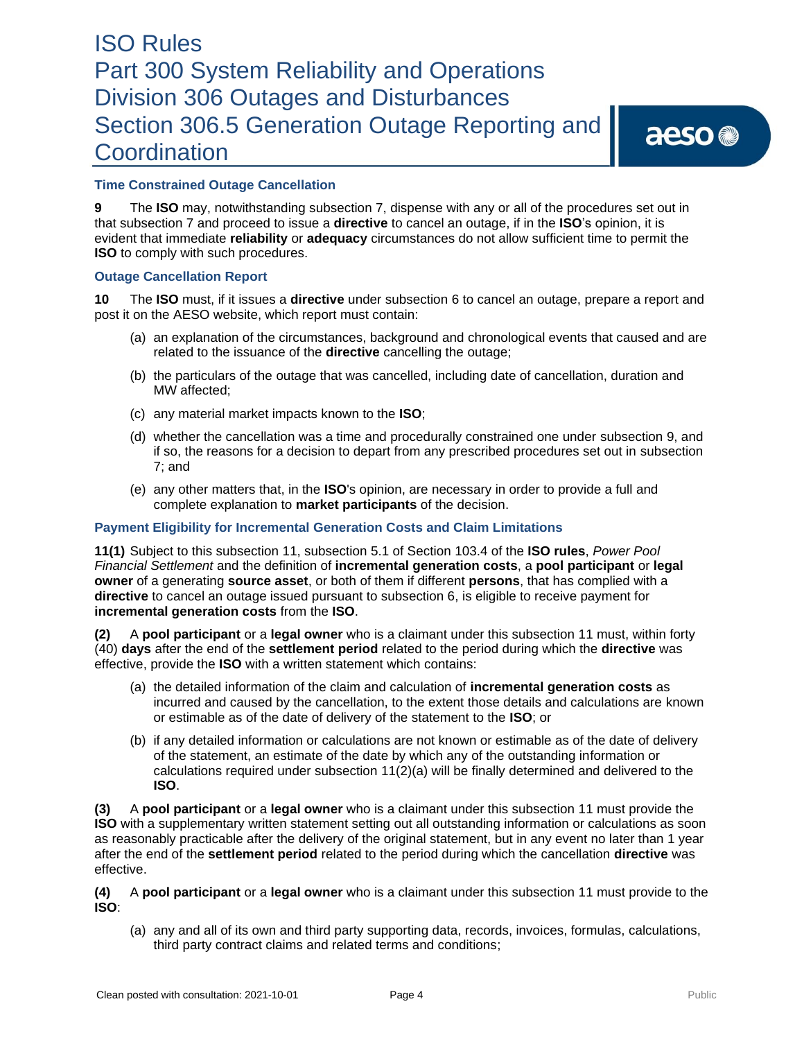### Time Constrained Outage Cancellation

**9** The **ISO** may, notwithstanding subsection 7, dispense with any or all of the procedures set out in that subsection 7 and proceed to issue a **directive** to cancel an outage, if in the **ISO**'s opinion, it is evident that immediate **reliability** or **adequacy** circumstances do not allow sufficient time to permit the **ISO** to comply with such procedures.

### Outage Cancellation Report

**10** The **ISO** must, if it issues a **directive** under subsection 6 to cancel an outage, prepare a report and post it on the AESO website, which report must contain:

(a) an explanation of the circumstances, background and chronological events that caused and are related to the issuance of the **directive** cancelling the outage;

(b) the particulars of the outage that was cancelled, including date of cancellation, duration and MW affected;

(c) any material market impacts known to the **ISO**;

(d) whether the cancellation was a time and procedurally constrained one under subsection 9, and if so, the reasons for a decision to depart from any prescribed procedures set out in subsection 7; and

(e) any other matters that, in the **ISO**'s opinion, are necessary in order to provide a full and complete explanation to **market participants** of the decision.

### Payment Eligibility for Incremental Generation Costs and Claim Limitations

**11(1)** Subject to this subsection 11, subsection 5.1 of Section 103.4 of the **ISO rules**, *Power Pool Financial Settlement* and the definition of **incremental generation costs**, a **pool participant** or **legal owner** of a generating **source asset**, or both of them if different **persons**, that has complied with a **directive** to cancel an outage issued pursuant to subsection 6, is eligible to receive payment for **incremental generation costs** from the **ISO**.

**(2)** A **pool participant** or a **legal owner** who is a claimant under this subsection 11 must, within forty (40) **days** after the end of the **settlement period** related to the period during which the **directive** was effective, provide the **ISO** with a written statement which contains:

(a) the detailed information of the claim and calculation of **incremental generation costs** as incurred and caused by the cancellation, to the extent those details and calculations are known or estimable as of the date of delivery of the statement to the **ISO**; or

(b) if any detailed information or calculations are not known or estimable as of the date of delivery of the statement, an estimate of the date by which any of the outstanding information or calculations required under subsection 11(2)(a) will be finally determined and delivered to the **ISO**.

**(3)** A **pool participant** or a **legal owner** who is a claimant under this subsection 11 must provide the **ISO** with a supplementary written statement setting out all outstanding information or calculations as soon as reasonably practicable after the delivery of the original statement, but in any event no later than 1 year after the end of the **settlement period** related to the period during which the cancellation **directive** was effective.

**(4)** A **pool participant** or a **legal owner** who is a claimant under this subsection 11 must provide to the **ISO**:

(a) any and all of its own and third party supporting data, records, invoices, formulas, calculations, third party contract claims and related terms and conditions;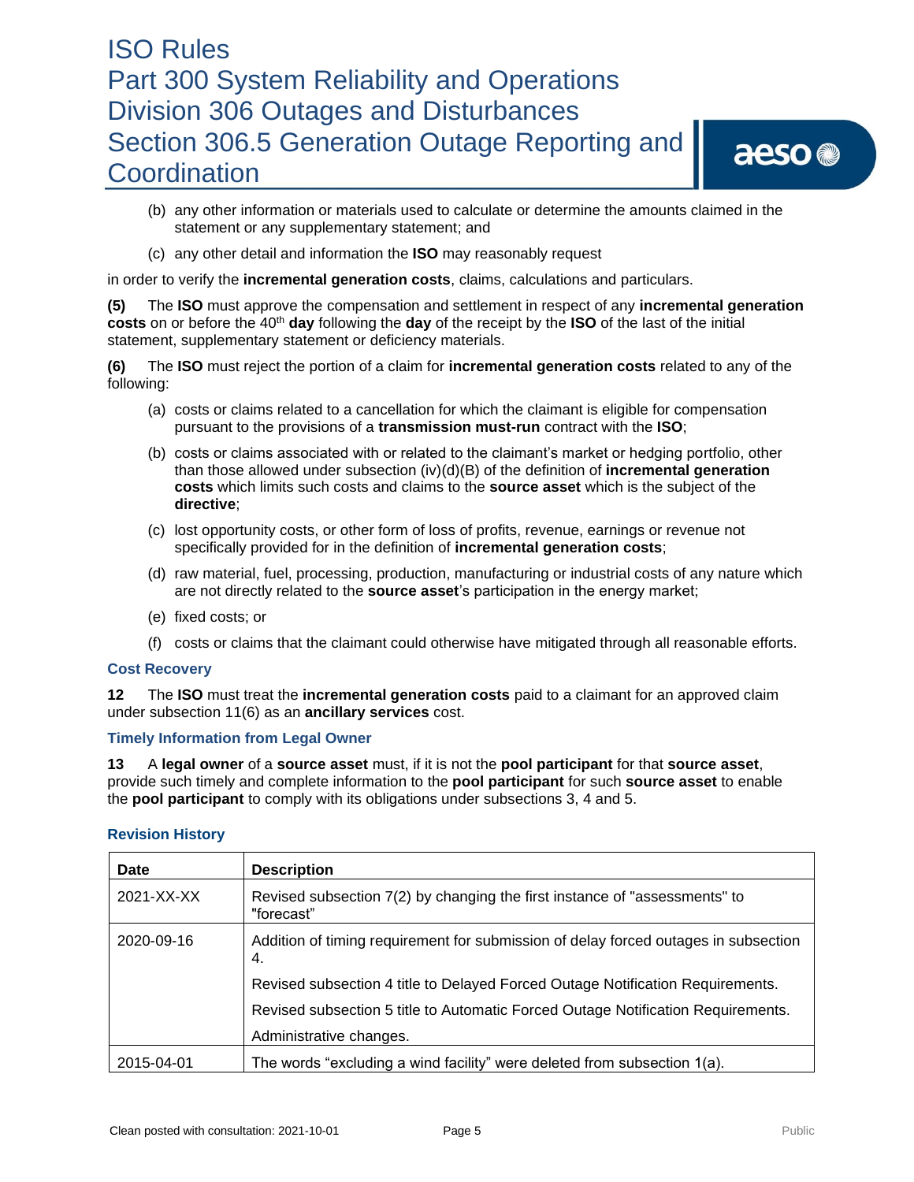(b) any other information or materials used to calculate or determine the amounts claimed in the statement or any supplementary statement; and

(c) any other detail and information the **ISO** may reasonably request

in order to verify the **incremental generation costs**, claims, calculations and particulars.

**(5)** The **ISO** must approve the compensation and settlement in respect of any **incremental generation costs** on or before the 40th **day** following the **day** of the receipt by the **ISO** of the last of the initial statement, supplementary statement or deficiency materials.

**(6)** The **ISO** must reject the portion of a claim for **incremental generation costs** related to any of the following:

(a) costs or claims related to a cancellation for which the claimant is eligible for compensation pursuant to the provisions of a **transmission must-run** contract with the **ISO**;

(b) costs or claims associated with or related to the claimant's market or hedging portfolio, other than those allowed under subsection (iv)(d)(B) of the definition of **incremental generation costs** which limits such costs and claims to the **source asset** which is the subject of the **directive**;

(c) lost opportunity costs, or other form of loss of profits, revenue, earnings or revenue not specifically provided for in the definition of **incremental generation costs**;

(d) raw material, fuel, processing, production, manufacturing or industrial costs of any nature which are not directly related to the **source asset**'s participation in the energy market;

(e) fixed costs; or

(f) costs or claims that the claimant could otherwise have mitigated through all reasonable efforts.

### Cost Recovery

**12** The **ISO** must treat the **incremental generation costs** paid to a claimant for an approved claim under subsection 11(6) as an **ancillary services** cost.

### Timely Information from Legal Owner

**13** A **legal owner** of a **source asset** must, if it is not the **pool participant** for that **source asset**, provide such timely and complete information to the **pool participant** for such **source asset** to enable the **pool participant** to comply with its obligations under subsections 3, 4 and 5.

### Revision History

| Date | Description |
|---|---|
| 2021-XX-XX | Revised subsection 7(2) by changing the first instance of "assessments" to "forecast" |
| 2020-09-16 | Addition of timing requirement for submission of delay forced outages in subsection 4.<br>Revised subsection 4 title to Delayed Forced Outage Notification Requirements.<br>Revised subsection 5 title to Automatic Forced Outage Notification Requirements.<br>Administrative changes. |
| 2015-04-01 | The words "excluding a wind facility" were deleted from subsection 1(a). |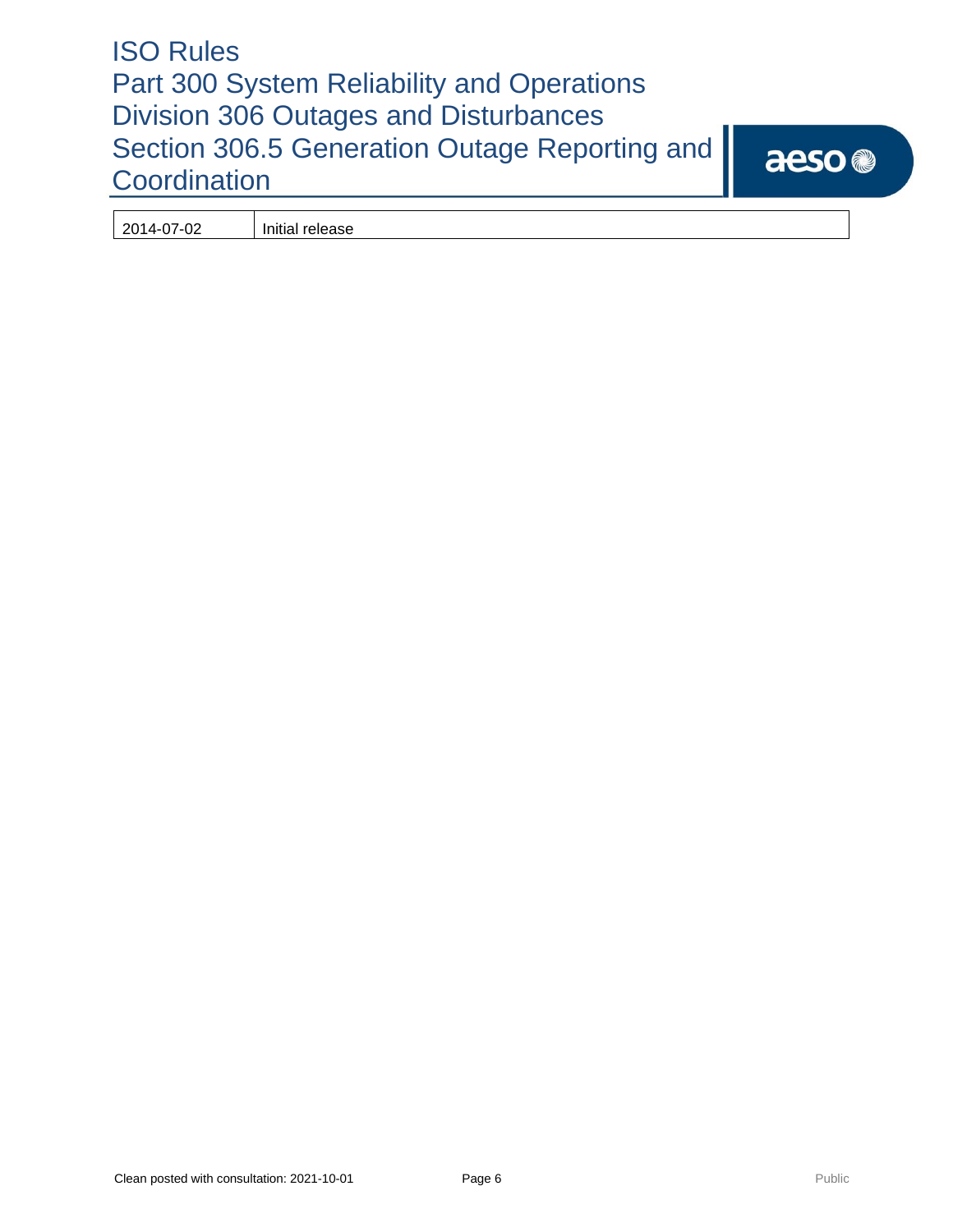| | |
|---|---|
| 2014-07-02 | Initial release |